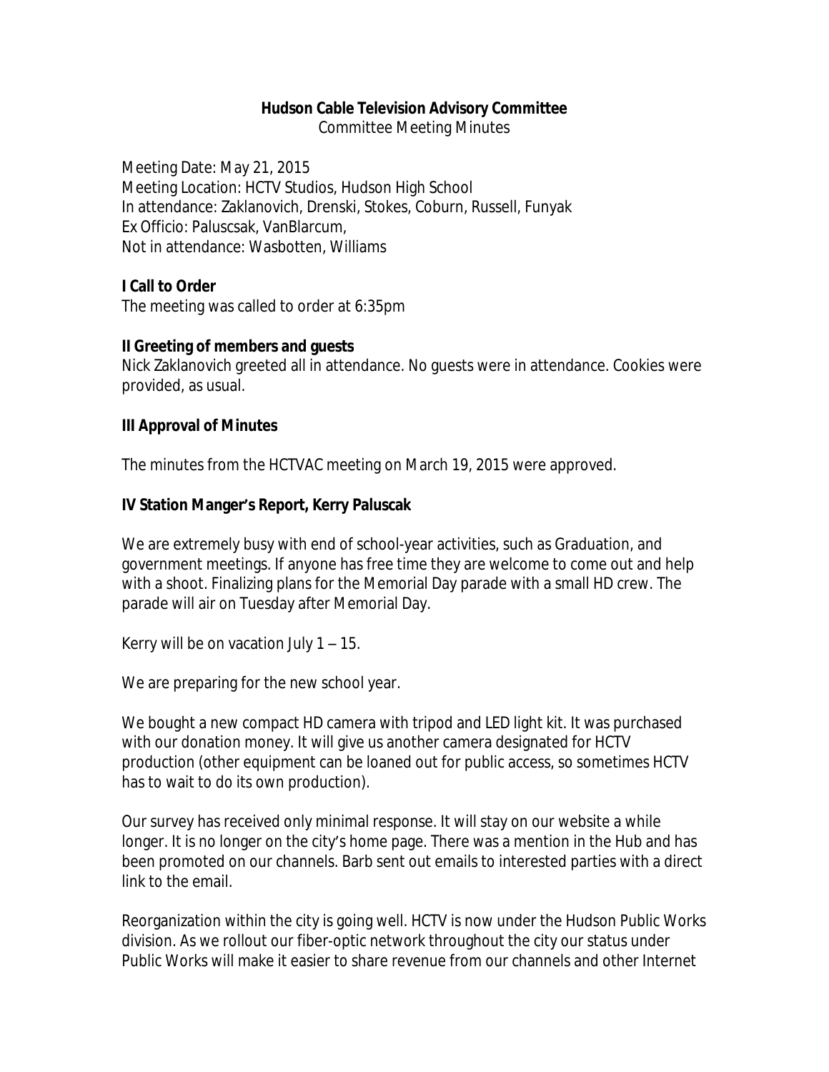**Hudson Cable Television Advisory Committee**

Committee Meeting Minutes

Meeting Date: May 21, 2015
Meeting Location: HCTV Studios, Hudson High School
In attendance: Zaklanovich, Drenski, Stokes, Coburn, Russell, Funyak
Ex Officio: Paluscsak, VanBlarcum,
Not in attendance: Wasbotten, Williams

**I Call to Order**

The meeting was called to order at 6:35pm

**II Greeting of members and guests**

Nick Zaklanovich greeted all in attendance. No guests were in attendance. Cookies were provided, as usual.

**III Approval of Minutes**

The minutes from the HCTVAC meeting on March 19, 2015 were approved.

**IV Station Manger's Report, Kerry Paluscak**

We are extremely busy with end of school-year activities, such as Graduation, and government meetings. If anyone has free time they are welcome to come out and help with a shoot. Finalizing plans for the Memorial Day parade with a small HD crew. The parade will air on Tuesday after Memorial Day.

Kerry will be on vacation July 1 – 15.

We are preparing for the new school year.

We bought a new compact HD camera with tripod and LED light kit. It was purchased with our donation money. It will give us another camera designated for HCTV production (other equipment can be loaned out for public access, so sometimes HCTV has to wait to do its own production).

Our survey has received only minimal response. It will stay on our website a while longer. It is no longer on the city's home page. There was a mention in the Hub and has been promoted on our channels. Barb sent out emails to interested parties with a direct link to the email.

Reorganization within the city is going well. HCTV is now under the Hudson Public Works division. As we rollout our fiber-optic network throughout the city our status under Public Works will make it easier to share revenue from our channels and other Internet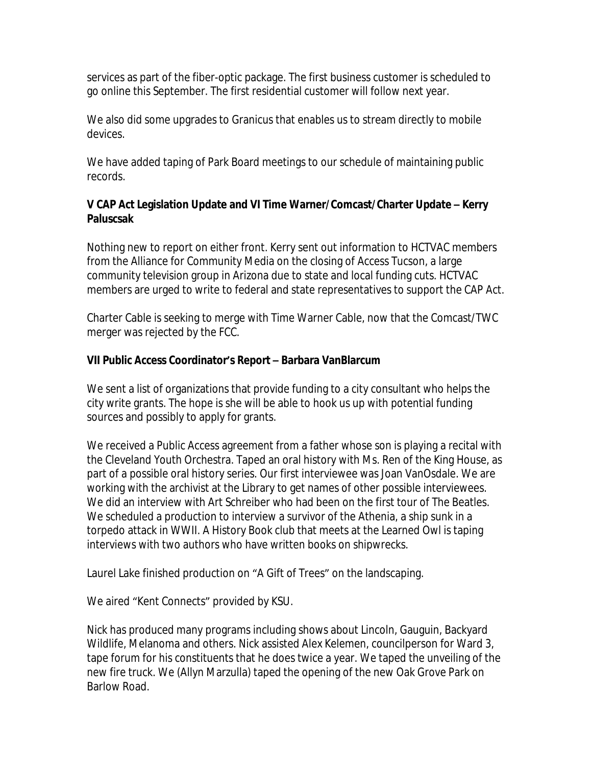services as part of the fiber-optic package. The first business customer is scheduled to go online this September. The first residential customer will follow next year.

We also did some upgrades to Granicus that enables us to stream directly to mobile devices.

We have added taping of Park Board meetings to our schedule of maintaining public records.

**V CAP Act Legislation Update and VI Time Warner/Comcast/Charter Update – Kerry Paluscsak**

Nothing new to report on either front. Kerry sent out information to HCTVAC members from the Alliance for Community Media on the closing of Access Tucson, a large community television group in Arizona due to state and local funding cuts. HCTVAC members are urged to write to federal and state representatives to support the CAP Act.

Charter Cable is seeking to merge with Time Warner Cable, now that the Comcast/TWC merger was rejected by the FCC.

**VII Public Access Coordinator's Report – Barbara VanBlarcum**

We sent a list of organizations that provide funding to a city consultant who helps the city write grants. The hope is she will be able to hook us up with potential funding sources and possibly to apply for grants.

We received a Public Access agreement from a father whose son is playing a recital with the Cleveland Youth Orchestra. Taped an oral history with Ms. Ren of the King House, as part of a possible oral history series. Our first interviewee was Joan VanOsdale. We are working with the archivist at the Library to get names of other possible interviewees. We did an interview with Art Schreiber who had been on the first tour of The Beatles. We scheduled a production to interview a survivor of the Athenia, a ship sunk in a torpedo attack in WWII. A History Book club that meets at the Learned Owl is taping interviews with two authors who have written books on shipwrecks.

Laurel Lake finished production on "A Gift of Trees" on the landscaping.

We aired "Kent Connects" provided by KSU.

Nick has produced many programs including shows about Lincoln, Gauguin, Backyard Wildlife, Melanoma and others. Nick assisted Alex Kelemen, councilperson for Ward 3, tape forum for his constituents that he does twice a year. We taped the unveiling of the new fire truck. We (Allyn Marzulla) taped the opening of the new Oak Grove Park on Barlow Road.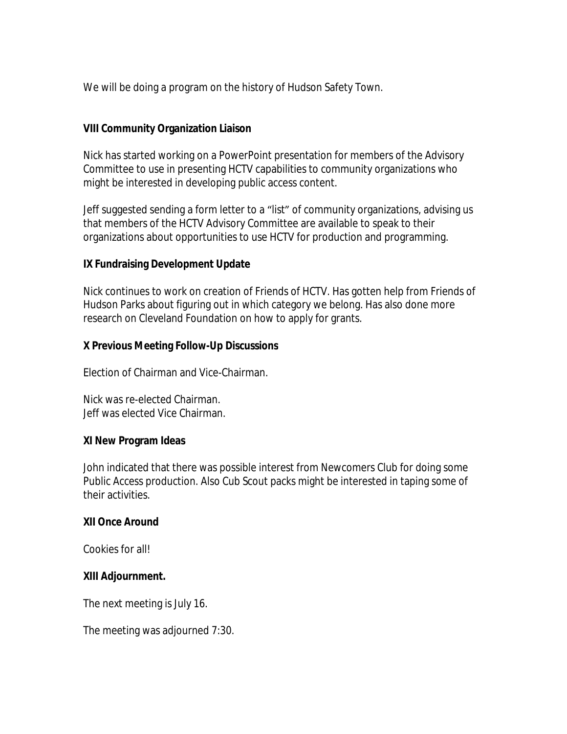We will be doing a program on the history of Hudson Safety Town.

**VIII Community Organization Liaison**

Nick has started working on a PowerPoint presentation for members of the Advisory Committee to use in presenting HCTV capabilities to community organizations who might be interested in developing public access content.

Jeff suggested sending a form letter to a "list" of community organizations, advising us that members of the HCTV Advisory Committee are available to speak to their organizations about opportunities to use HCTV for production and programming.

**IX Fundraising Development Update**

Nick continues to work on creation of Friends of HCTV. Has gotten help from Friends of Hudson Parks about figuring out in which category we belong. Has also done more research on Cleveland Foundation on how to apply for grants.

**X Previous Meeting Follow-Up Discussions**

Election of Chairman and Vice-Chairman.

Nick was re-elected Chairman.
Jeff was elected Vice Chairman.

**XI New Program Ideas**

John indicated that there was possible interest from Newcomers Club for doing some Public Access production. Also Cub Scout packs might be interested in taping some of their activities.

**XII Once Around**

Cookies for all!

**XIII Adjournment.**

The next meeting is July 16.

The meeting was adjourned 7:30.